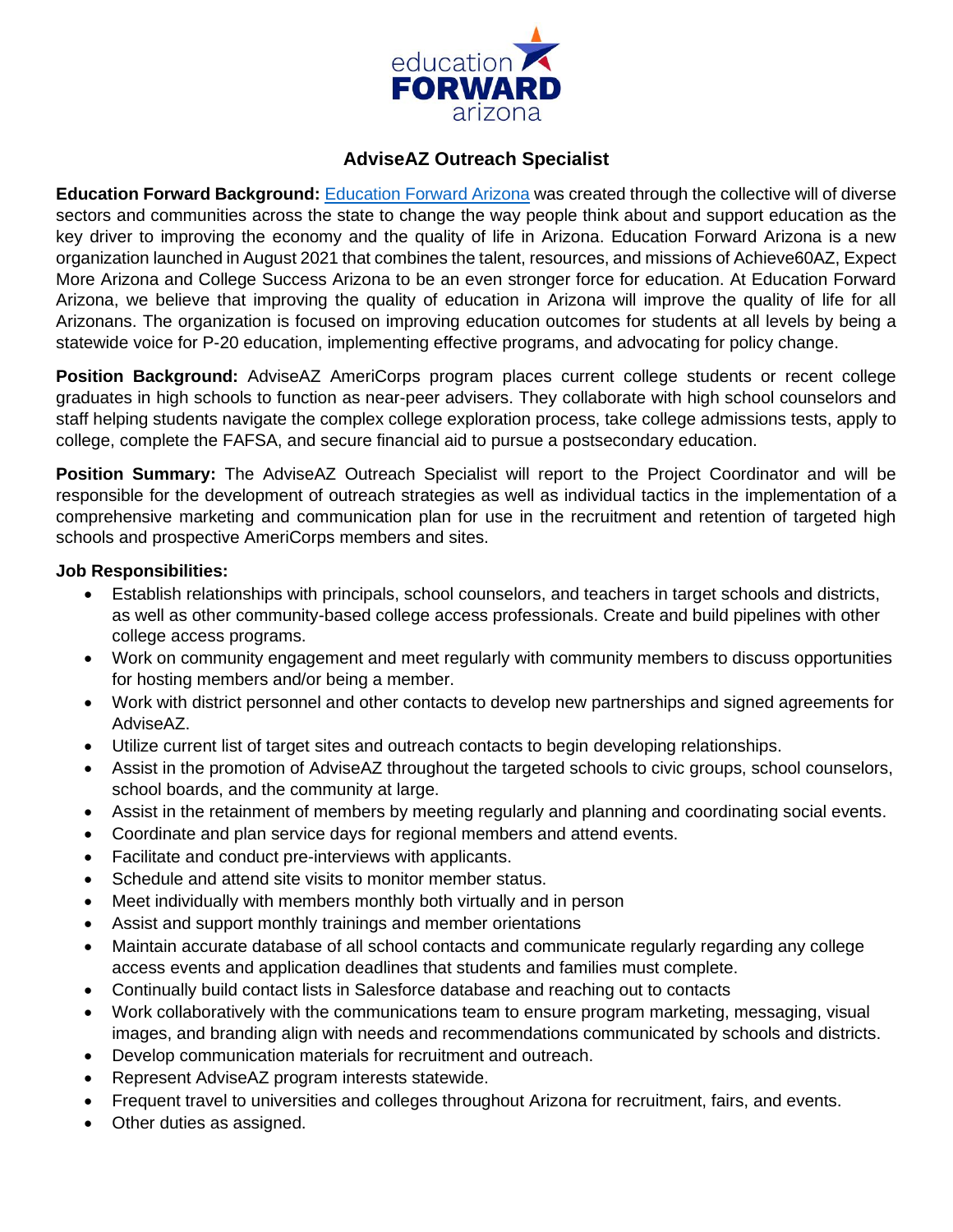# AdviseAZ Outreach Specialist

**Education Forward Background:** [Education Forward Arizona](Education Forward Arizona) was created through the collective will of diverse sectors and communities across the state to change the way people think about and support education as the key driver to improving the economy and the quality of life in Arizona. Education Forward Arizona is a new organization launched in August 2021 that combines the talent, resources, and missions of Achieve60AZ, Expect More Arizona and College Success Arizona to be an even stronger force for education. At Education Forward Arizona, we believe that improving the quality of education in Arizona will improve the quality of life for all Arizonans. The organization is focused on improving education outcomes for students at all levels by being a statewide voice for P-20 education, implementing effective programs, and advocating for policy change.

**Position Background:** AdviseAZ AmeriCorps program places current college students or recent college graduates in high schools to function as near-peer advisers. They collaborate with high school counselors and staff helping students navigate the complex college exploration process, take college admissions tests, apply to college, complete the FAFSA, and secure financial aid to pursue a postsecondary education.

**Position Summary:** The AdviseAZ Outreach Specialist will report to the Project Coordinator and will be responsible for the development of outreach strategies as well as individual tactics in the implementation of a comprehensive marketing and communication plan for use in the recruitment and retention of targeted high schools and prospective AmeriCorps members and sites.

**Job Responsibilities:**

- Establish relationships with principals, school counselors, and teachers in target schools and districts, as well as other community-based college access professionals. Create and build pipelines with other college access programs.
- Work on community engagement and meet regularly with community members to discuss opportunities for hosting members and/or being a member.
- Work with district personnel and other contacts to develop new partnerships and signed agreements for AdviseAZ.
- Utilize current list of target sites and outreach contacts to begin developing relationships.
- Assist in the promotion of AdviseAZ throughout the targeted schools to civic groups, school counselors, school boards, and the community at large.
- Assist in the retainment of members by meeting regularly and planning and coordinating social events.
- Coordinate and plan service days for regional members and attend events.
- Facilitate and conduct pre-interviews with applicants.
- Schedule and attend site visits to monitor member status.
- Meet individually with members monthly both virtually and in person
- Assist and support monthly trainings and member orientations
- Maintain accurate database of all school contacts and communicate regularly regarding any college access events and application deadlines that students and families must complete.
- Continually build contact lists in Salesforce database and reaching out to contacts
- Work collaboratively with the communications team to ensure program marketing, messaging, visual images, and branding align with needs and recommendations communicated by schools and districts.
- Develop communication materials for recruitment and outreach.
- Represent AdviseAZ program interests statewide.
- Frequent travel to universities and colleges throughout Arizona for recruitment, fairs, and events.
- Other duties as assigned.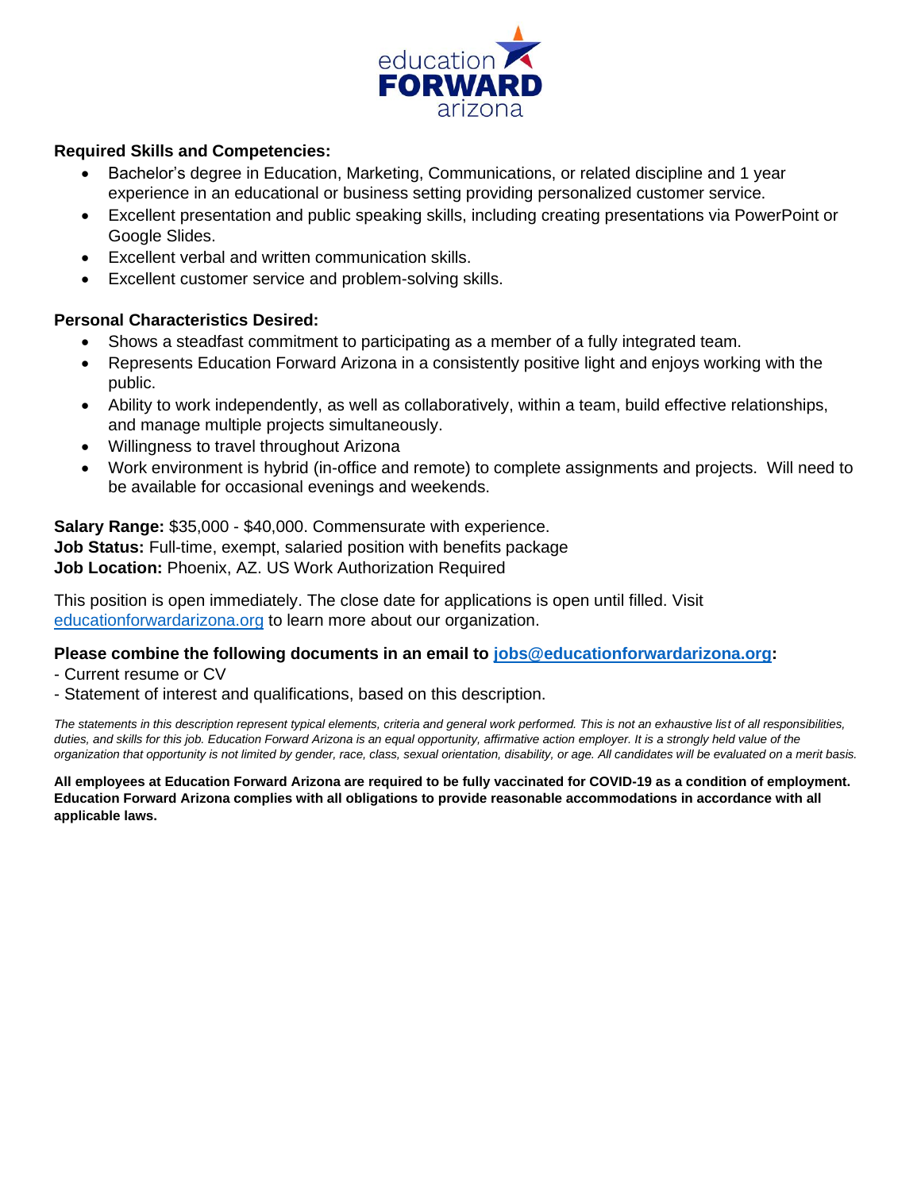**Required Skills and Competencies:**

- Bachelor's degree in Education, Marketing, Communications, or related discipline and 1 year experience in an educational or business setting providing personalized customer service.
- Excellent presentation and public speaking skills, including creating presentations via PowerPoint or Google Slides.
- Excellent verbal and written communication skills.
- Excellent customer service and problem-solving skills.

**Personal Characteristics Desired:**

- Shows a steadfast commitment to participating as a member of a fully integrated team.
- Represents Education Forward Arizona in a consistently positive light and enjoys working with the public.
- Ability to work independently, as well as collaboratively, within a team, build effective relationships, and manage multiple projects simultaneously.
- Willingness to travel throughout Arizona
- Work environment is hybrid (in-office and remote) to complete assignments and projects. Will need to be available for occasional evenings and weekends.

**Salary Range:** $35,000 - $40,000. Commensurate with experience.
**Job Status:** Full-time, exempt, salaried position with benefits package
**Job Location:** Phoenix, AZ. US Work Authorization Required

This position is open immediately. The close date for applications is open until filled. Visit [educationforwardarizona.org](educationforwardarizona.org) to learn more about our organization.

**Please combine the following documents in an email to [jobs@educationforwardarizona.org](mailto:jobs@educationforwardarizona.org):**

- Current resume or CV
- Statement of interest and qualifications, based on this description.

*The statements in this description represent typical elements, criteria and general work performed. This is not an exhaustive list of all responsibilities, duties, and skills for this job. Education Forward Arizona is an equal opportunity, affirmative action employer. It is a strongly held value of the organization that opportunity is not limited by gender, race, class, sexual orientation, disability, or age. All candidates will be evaluated on a merit basis.*

**All employees at Education Forward Arizona are required to be fully vaccinated for COVID-19 as a condition of employment. Education Forward Arizona complies with all obligations to provide reasonable accommodations in accordance with all applicable laws.**